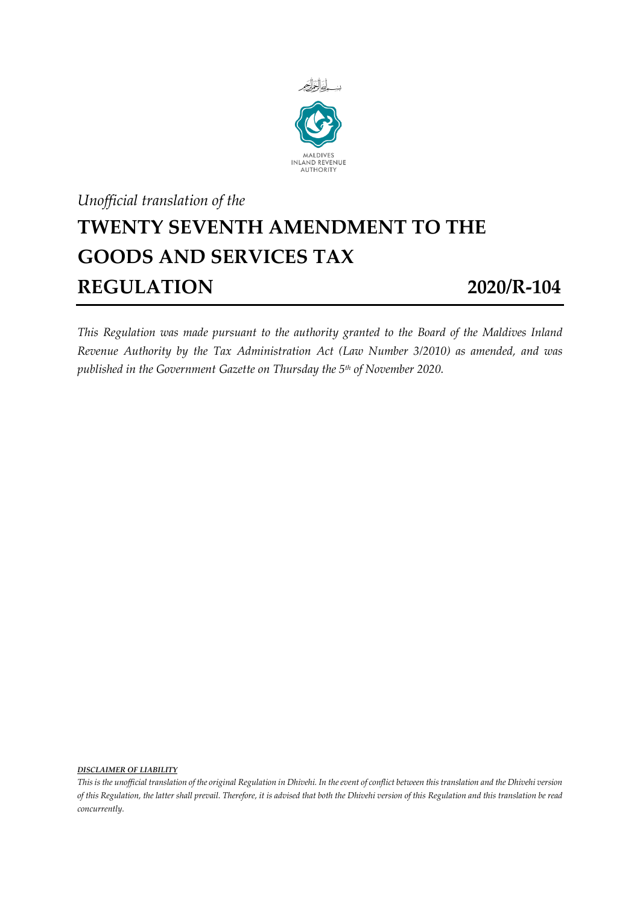بِسْمِ اللَّهِ الرَّحْمَٰنِ الرَّحِيمِ

MALDIVES
INLAND REVENUE
AUTHORITY

*Unofficial translation of the*

# TWENTY SEVENTH AMENDMENT TO THE GOODS AND SERVICES TAX REGULATION 2020/R-104

*This Regulation was made pursuant to the authority granted to the Board of the Maldives Inland Revenue Authority by the Tax Administration Act (Law Number 3/2010) as amended, and was published in the Government Gazette on Thursday the 5th of November 2020.*

***DISCLAIMER OF LIABILITY***

*This is the unofficial translation of the original Regulation in Dhivehi. In the event of conflict between this translation and the Dhivehi version of this Regulation, the latter shall prevail. Therefore, it is advised that both the Dhivehi version of this Regulation and this translation be read concurrently.*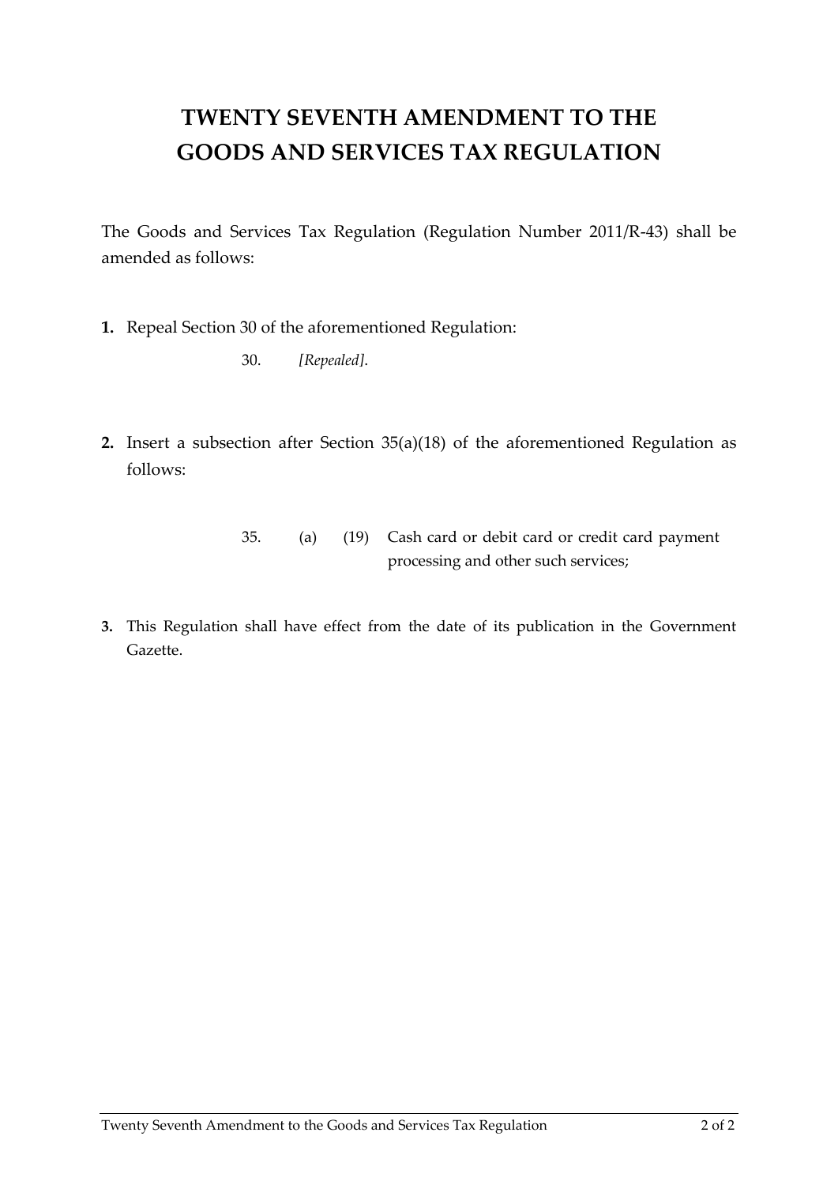# TWENTY SEVENTH AMENDMENT TO THE GOODS AND SERVICES TAX REGULATION

The Goods and Services Tax Regulation (Regulation Number 2011/R-43) shall be amended as follows:

**1.** Repeal Section 30 of the aforementioned Regulation:

> 30. *[Repealed].*

**2.** Insert a subsection after Section 35(a)(18) of the aforementioned Regulation as follows:

> 35. (a) (19) Cash card or debit card or credit card payment processing and other such services;

**3.** This Regulation shall have effect from the date of its publication in the Government Gazette.